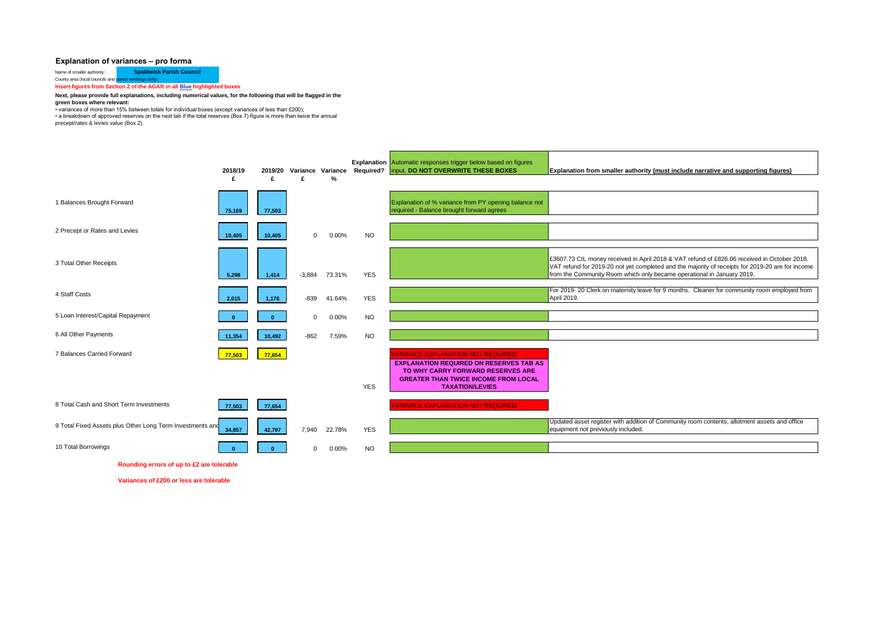## Explanation of variances – pro forma

Name of smaller authority: **Spaldwick Parish Council**

County area (local councils and parish meetings only):

**Insert figures from Section 2 of the AGAR in all Blue highlighted boxes**

**Next, please provide full explanations, including numerical values, for the following that will be flagged in the green boxes where relevant:**

• variances of more than 15% between totals for individual boxes (except variances of less than £200);
• a breakdown of approved reserves on the next tab if the total reserves (Box 7) figure is more than twice the annual precept/rates & levies value (Box 2).

| | 2018/19 £ | 2019/20 £ | Variance £ | Variance % | Explanation Required? | Automatic responses trigger below based on figures input, **DO NOT OVERWRITE THESE BOXES** | **Explanation from smaller authority (must include narrative and supporting figures)** |
|---|---|---|---|---|---|---|---|
| 1 Balances Brought Forward | 75,169 | 77,503 | | | | Explanation of % variance from PY opening balance not required - Balance brought forward agrees | |
| 2 Precept or Rates and Levies | 10,405 | 10,405 | 0 | 0.00% | NO | | |
| 3 Total Other Receipts | 5,298 | 1,414 | -3,884 | 73.31% | YES | | £3607.73 CIL money received in April 2018 & VAT refund of £826.06 received in October 2018. VAT refund for 2019-20 not yet completed and the majority of receipts for 2019-20 are for income from the Community Room which only became operational in January 2019. |
| 4 Staff Costs | 2,015 | 1,176 | -839 | 41.64% | YES | | For 2019- 20 Clerk on maternity leave for 9 months. Cleaner for community room employed from April 2019. |
| 5 Loan Interest/Capital Repayment | 0 | 0 | 0 | 0.00% | NO | | |
| 6 All Other Payments | 11,354 | 10,492 | -862 | 7.59% | NO | | |
| 7 Balances Carried Forward | 77,503 | 77,654 | | | YES | VARIANCE EXPLANATION NOT REQUIRED **EXPLANATION REQUIRED ON RESERVES TAB AS TO WHY CARRY FORWARD RESERVES ARE GREATER THAN TWICE INCOME FROM LOCAL TAXATION/LEVIES** | |
| 8 Total Cash and Short Term Investments | 77,503 | 77,654 | | | | VARIANCE EXPLANATION NOT REQUIRED | |
| 9 Total Fixed Assets plus Other Long Term Investments and | 34,857 | 42,797 | 7,940 | 22.78% | YES | | Updated asset register with addition of Community room contents, allotment assets and office equipment not previously included. |
| 10 Total Borrowings | 0 | 0 | 0 | 0.00% | NO | | |

**Rounding errors of up to £2 are tolerable**

**Variances of £200 or less are tolerable**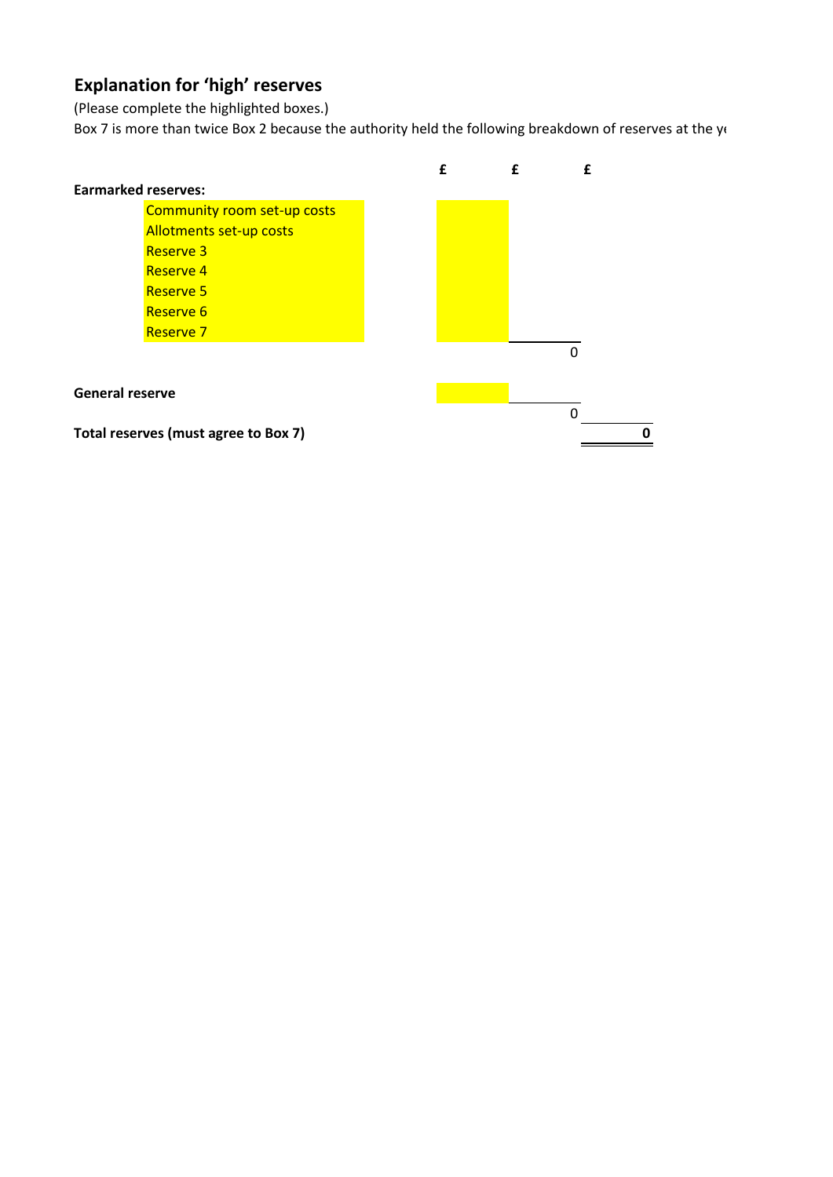## Explanation for 'high' reserves

(Please complete the highlighted boxes.)

Box 7 is more than twice Box 2 because the authority held the following breakdown of reserves at the ye

| | £ | £ | £ |
|---|---|---|---|
| **Earmarked reserves:** | | | |
| Community room set-up costs | | | |
| Allotments set-up costs | | | |
| Reserve 3 | | | |
| Reserve 4 | | | |
| Reserve 5 | | | |
| Reserve 6 | | | |
| Reserve 7 | | | |
| | | 0 | |
| **General reserve** | | | |
| | | 0 | |
| **Total reserves (must agree to Box 7)** | | | **0** |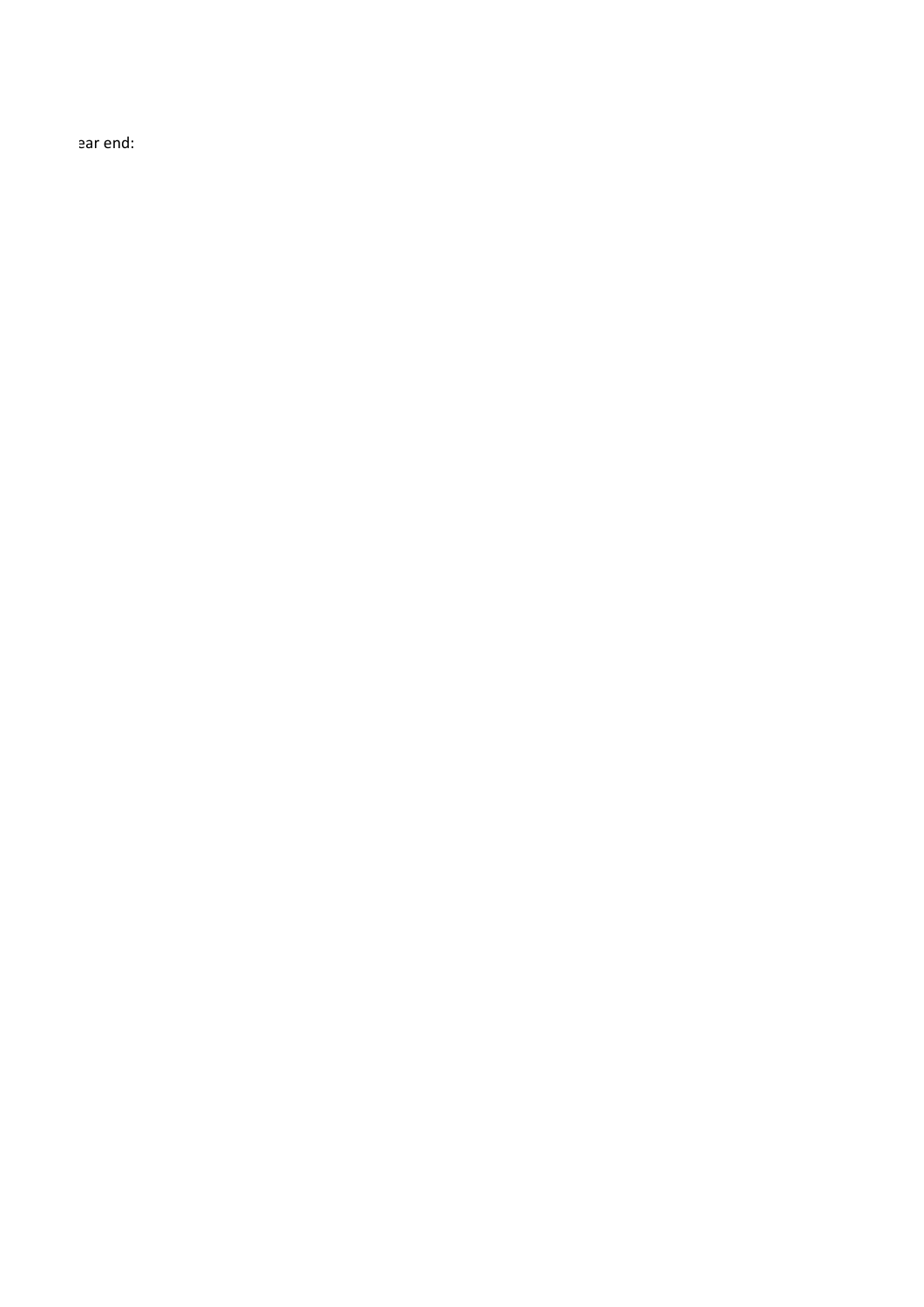ear end: